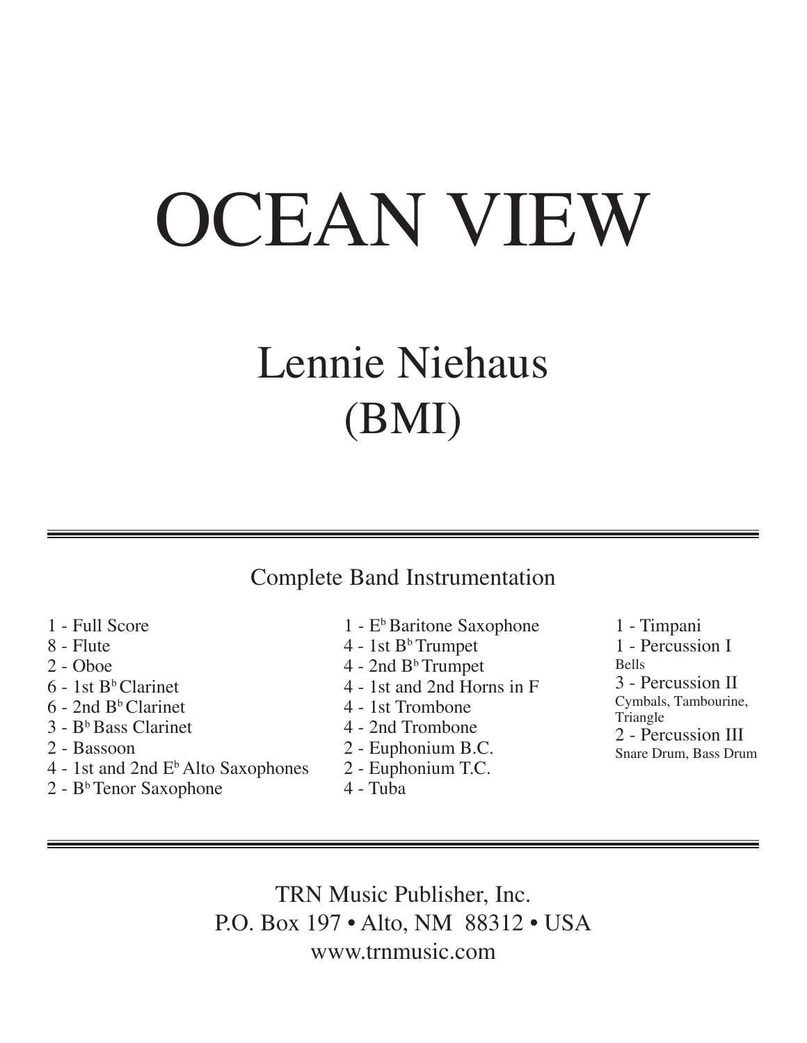# OCEAN VIEW

## Lennie Niehaus
## (BMI)

---

Complete Band Instrumentation

- 1 - Full Score
- 8 - Flute
- 2 - Oboe
- 6 - 1st B♭ Clarinet
- 6 - 2nd B♭ Clarinet
- 3 - B♭ Bass Clarinet
- 2 - Bassoon
- 4 - 1st and 2nd E♭ Alto Saxophones
- 2 - B♭ Tenor Saxophone
- 1 - E♭ Baritone Saxophone
- 4 - 1st B♭ Trumpet
- 4 - 2nd B♭ Trumpet
- 4 - 1st and 2nd Horns in F
- 4 - 1st Trombone
- 4 - 2nd Trombone
- 2 - Euphonium B.C.
- 2 - Euphonium T.C.
- 4 - Tuba
- 1 - Timpani
- 1 - Percussion I
  Bells
- 3 - Percussion II
  Cymbals, Tambourine, Triangle
- 2 - Percussion III
  Snare Drum, Bass Drum

---

TRN Music Publisher, Inc.
P.O. Box 197 • Alto, NM 88312 • USA
www.trnmusic.com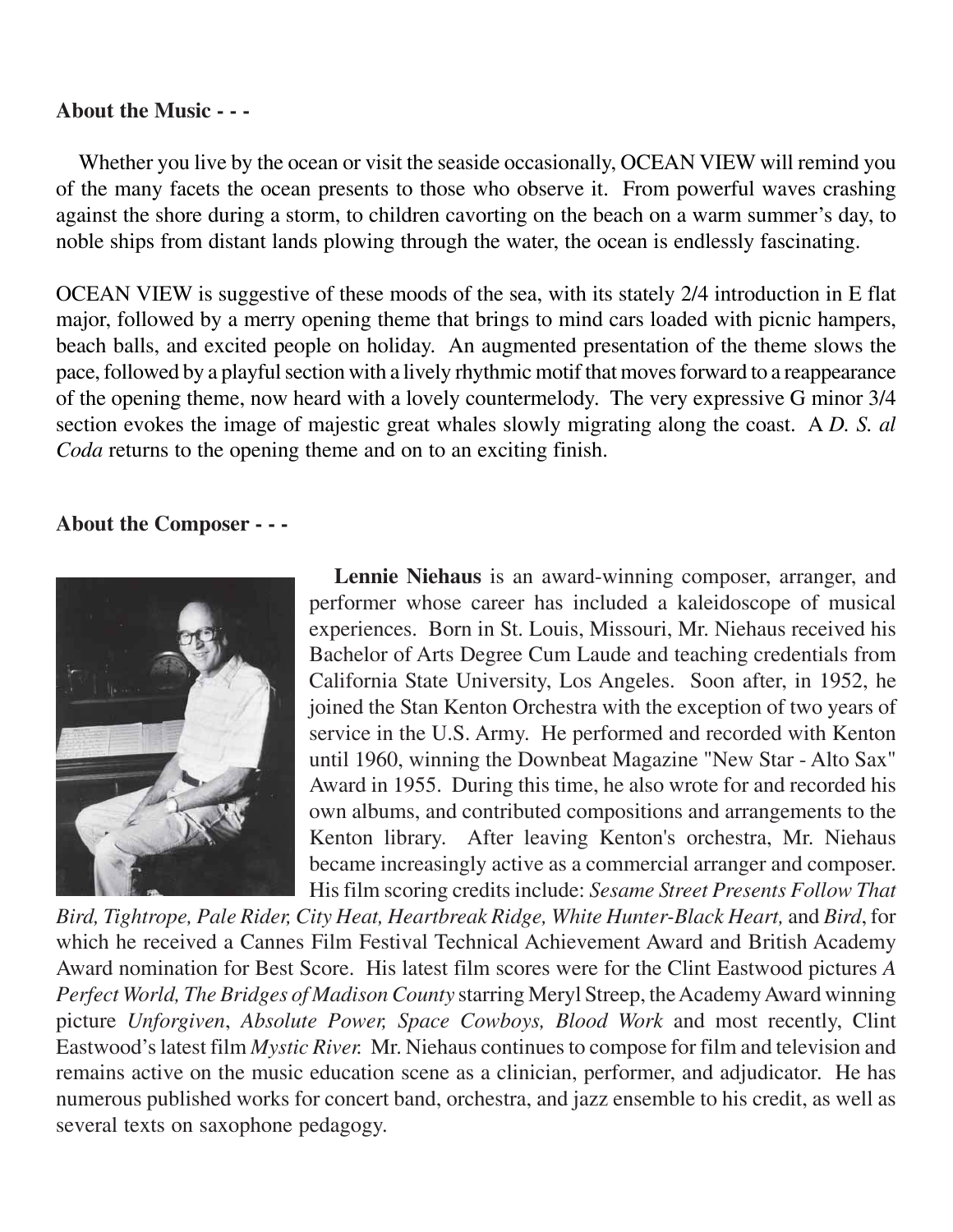**About the Music - - -**

Whether you live by the ocean or visit the seaside occasionally, OCEAN VIEW will remind you of the many facets the ocean presents to those who observe it. From powerful waves crashing against the shore during a storm, to children cavorting on the beach on a warm summer's day, to noble ships from distant lands plowing through the water, the ocean is endlessly fascinating.

OCEAN VIEW is suggestive of these moods of the sea, with its stately 2/4 introduction in E flat major, followed by a merry opening theme that brings to mind cars loaded with picnic hampers, beach balls, and excited people on holiday. An augmented presentation of the theme slows the pace, followed by a playful section with a lively rhythmic motif that moves forward to a reappearance of the opening theme, now heard with a lovely countermelody. The very expressive G minor 3/4 section evokes the image of majestic great whales slowly migrating along the coast. A *D. S. al Coda* returns to the opening theme and on to an exciting finish.

**About the Composer - - -**

**Lennie Niehaus** is an award-winning composer, arranger, and performer whose career has included a kaleidoscope of musical experiences. Born in St. Louis, Missouri, Mr. Niehaus received his Bachelor of Arts Degree Cum Laude and teaching credentials from California State University, Los Angeles. Soon after, in 1952, he joined the Stan Kenton Orchestra with the exception of two years of service in the U.S. Army. He performed and recorded with Kenton until 1960, winning the Downbeat Magazine "New Star - Alto Sax" Award in 1955. During this time, he also wrote for and recorded his own albums, and contributed compositions and arrangements to the Kenton library. After leaving Kenton's orchestra, Mr. Niehaus became increasingly active as a commercial arranger and composer. His film scoring credits include: *Sesame Street Presents Follow That Bird, Tightrope, Pale Rider, City Heat, Heartbreak Ridge, White Hunter-Black Heart,* and *Bird*, for which he received a Cannes Film Festival Technical Achievement Award and British Academy Award nomination for Best Score. His latest film scores were for the Clint Eastwood pictures *A Perfect World, The Bridges of Madison County* starring Meryl Streep, the Academy Award winning picture *Unforgiven*, *Absolute Power, Space Cowboys, Blood Work* and most recently, Clint Eastwood's latest film *Mystic River.* Mr. Niehaus continues to compose for film and television and remains active on the music education scene as a clinician, performer, and adjudicator. He has numerous published works for concert band, orchestra, and jazz ensemble to his credit, as well as several texts on saxophone pedagogy.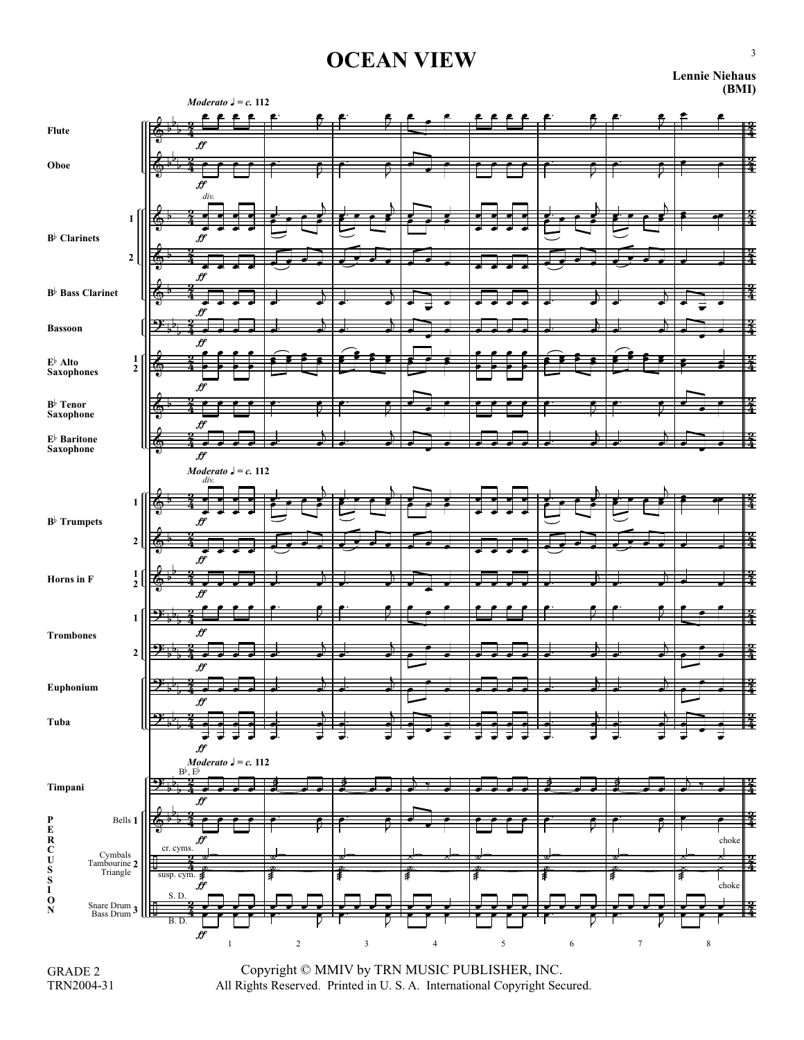# OCEAN VIEW

**Lennie Niehaus**
**(BMI)**

GRADE 2
TRN2004-31

Copyright © MMIV by TRN MUSIC PUBLISHER, INC.
All Rights Reserved. Printed in U. S. A. International Copyright Secured.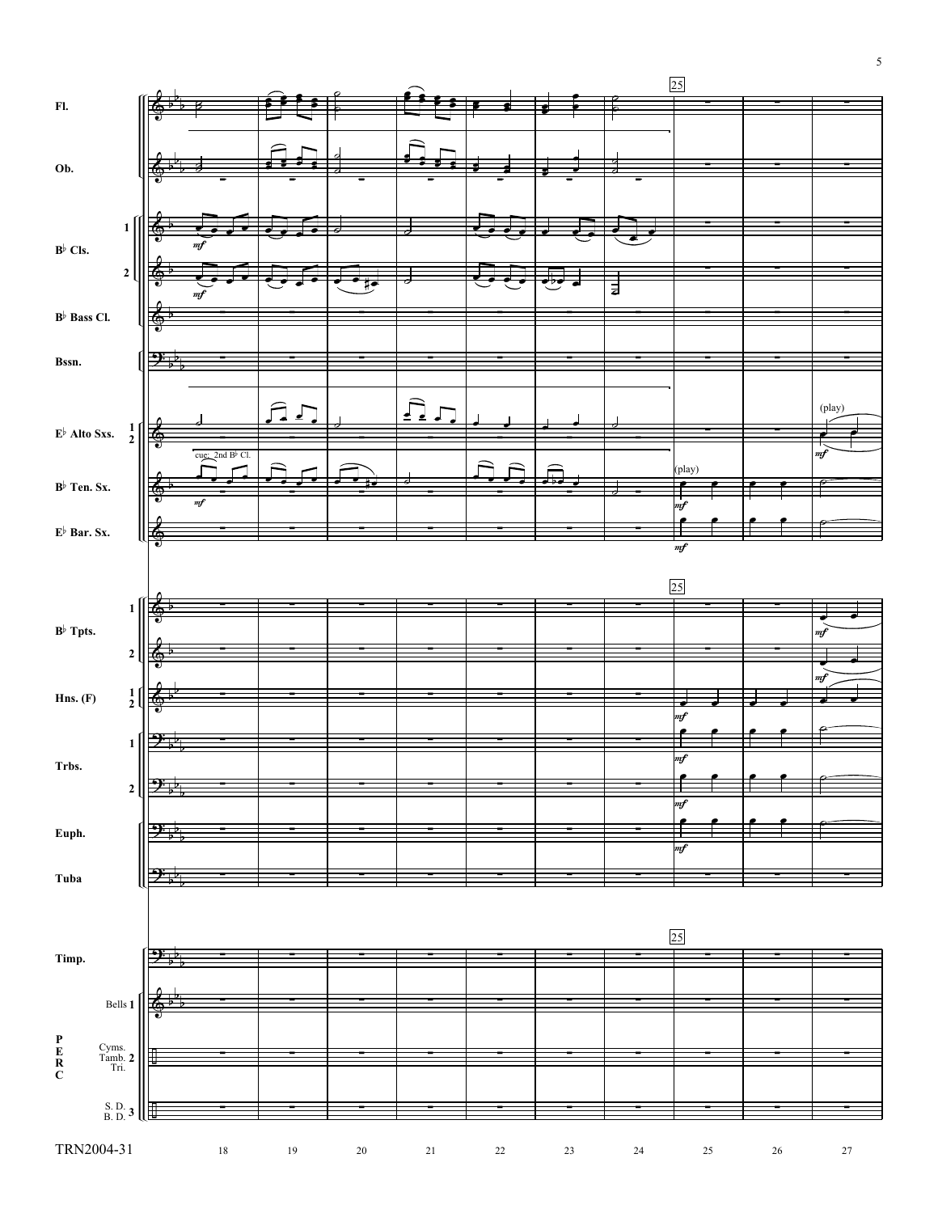Fl.

Ob.

B♭ Cls. 1 2

B♭ Bass Cl.

Bssn.

E♭ Alto Sxs. 1 2

B♭ Ten. Sx.

E♭ Bar. Sx.

B♭ Tpts. 1 2

Hns. (F) 1 2

Trbs. 1 2

Euph.

Tuba

Timp.

PERC

Bells 1

Cyms. Tamb. Tri. 2

S. D. B. D. 3

25

*mf*

cue: 2nd B♭ Cl.

(play)

TRN2004-31

18 19 20 21 22 23 24 25 26 27